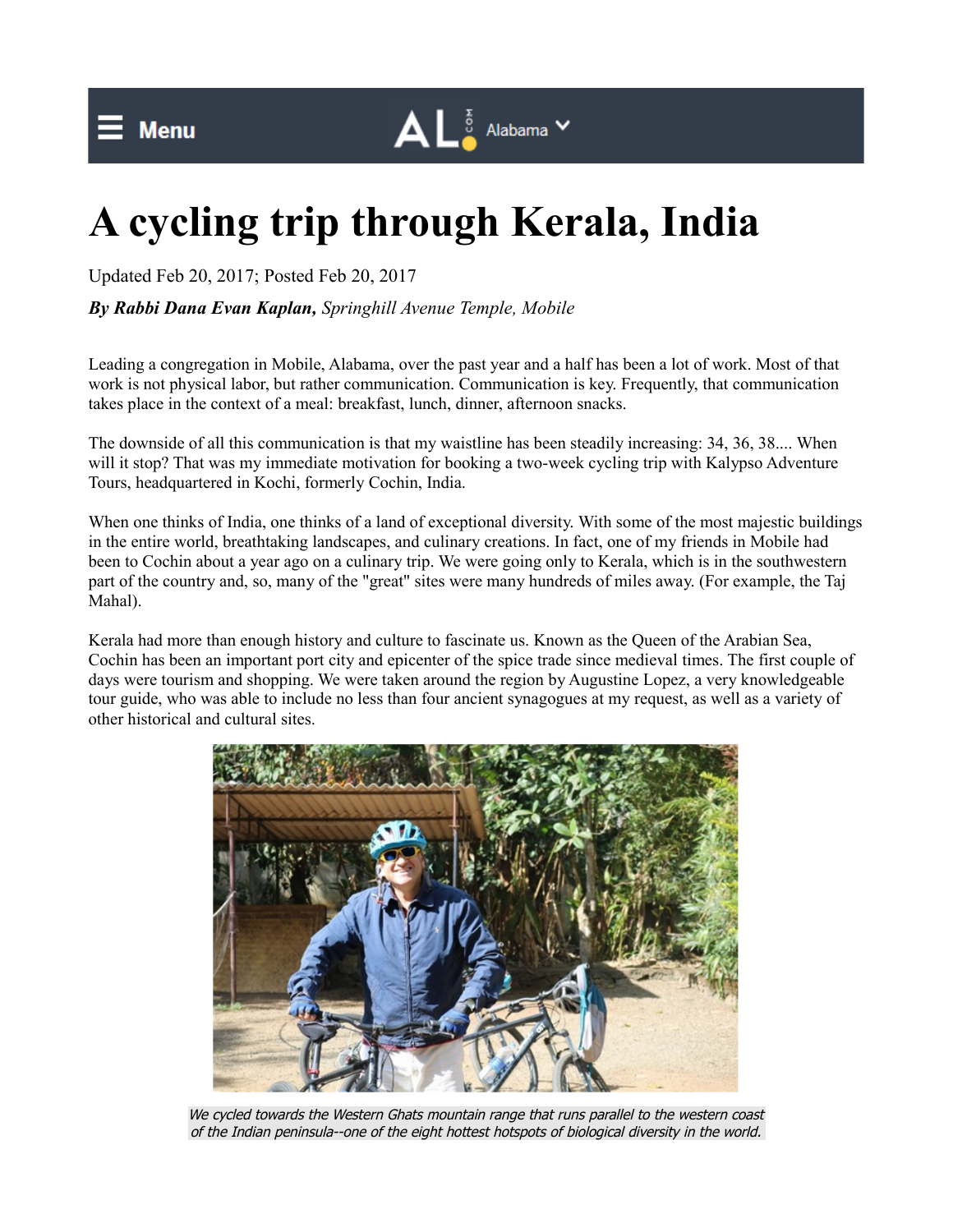# A cycling trip through Kerala, India

Updated Feb 20, 2017; Posted Feb 20, 2017

***By Rabbi Dana Evan Kaplan,** Springhill Avenue Temple, Mobile*

Leading a congregation in Mobile, Alabama, over the past year and a half has been a lot of work. Most of that work is not physical labor, but rather communication. Communication is key. Frequently, that communication takes place in the context of a meal: breakfast, lunch, dinner, afternoon snacks.

The downside of all this communication is that my waistline has been steadily increasing: 34, 36, 38.... When will it stop? That was my immediate motivation for booking a two-week cycling trip with Kalypso Adventure Tours, headquartered in Kochi, formerly Cochin, India.

When one thinks of India, one thinks of a land of exceptional diversity. With some of the most majestic buildings in the entire world, breathtaking landscapes, and culinary creations. In fact, one of my friends in Mobile had been to Cochin about a year ago on a culinary trip. We were going only to Kerala, which is in the southwestern part of the country and, so, many of the "great" sites were many hundreds of miles away. (For example, the Taj Mahal).

Kerala had more than enough history and culture to fascinate us. Known as the Queen of the Arabian Sea, Cochin has been an important port city and epicenter of the spice trade since medieval times. The first couple of days were tourism and shopping. We were taken around the region by Augustine Lopez, a very knowledgeable tour guide, who was able to include no less than four ancient synagogues at my request, as well as a variety of other historical and cultural sites.

*We cycled towards the Western Ghats mountain range that runs parallel to the western coast of the Indian peninsula--one of the eight hottest hotspots of biological diversity in the world.*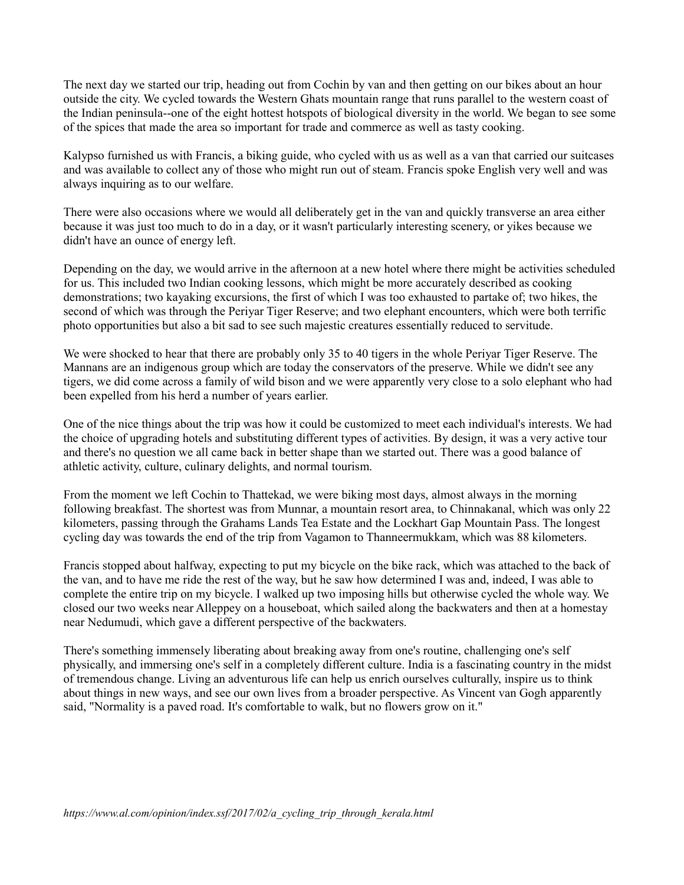The next day we started our trip, heading out from Cochin by van and then getting on our bikes about an hour outside the city. We cycled towards the Western Ghats mountain range that runs parallel to the western coast of the Indian peninsula--one of the eight hottest hotspots of biological diversity in the world. We began to see some of the spices that made the area so important for trade and commerce as well as tasty cooking.

Kalypso furnished us with Francis, a biking guide, who cycled with us as well as a van that carried our suitcases and was available to collect any of those who might run out of steam. Francis spoke English very well and was always inquiring as to our welfare.

There were also occasions where we would all deliberately get in the van and quickly transverse an area either because it was just too much to do in a day, or it wasn't particularly interesting scenery, or yikes because we didn't have an ounce of energy left.

Depending on the day, we would arrive in the afternoon at a new hotel where there might be activities scheduled for us. This included two Indian cooking lessons, which might be more accurately described as cooking demonstrations; two kayaking excursions, the first of which I was too exhausted to partake of; two hikes, the second of which was through the Periyar Tiger Reserve; and two elephant encounters, which were both terrific photo opportunities but also a bit sad to see such majestic creatures essentially reduced to servitude.

We were shocked to hear that there are probably only 35 to 40 tigers in the whole Periyar Tiger Reserve. The Mannans are an indigenous group which are today the conservators of the preserve. While we didn't see any tigers, we did come across a family of wild bison and we were apparently very close to a solo elephant who had been expelled from his herd a number of years earlier.

One of the nice things about the trip was how it could be customized to meet each individual's interests. We had the choice of upgrading hotels and substituting different types of activities. By design, it was a very active tour and there's no question we all came back in better shape than we started out. There was a good balance of athletic activity, culture, culinary delights, and normal tourism.

From the moment we left Cochin to Thattekad, we were biking most days, almost always in the morning following breakfast. The shortest was from Munnar, a mountain resort area, to Chinnakanal, which was only 22 kilometers, passing through the Grahams Lands Tea Estate and the Lockhart Gap Mountain Pass. The longest cycling day was towards the end of the trip from Vagamon to Thanneermukkam, which was 88 kilometers.

Francis stopped about halfway, expecting to put my bicycle on the bike rack, which was attached to the back of the van, and to have me ride the rest of the way, but he saw how determined I was and, indeed, I was able to complete the entire trip on my bicycle. I walked up two imposing hills but otherwise cycled the whole way. We closed our two weeks near Alleppey on a houseboat, which sailed along the backwaters and then at a homestay near Nedumudi, which gave a different perspective of the backwaters.

There's something immensely liberating about breaking away from one's routine, challenging one's self physically, and immersing one's self in a completely different culture. India is a fascinating country in the midst of tremendous change. Living an adventurous life can help us enrich ourselves culturally, inspire us to think about things in new ways, and see our own lives from a broader perspective. As Vincent van Gogh apparently said, "Normality is a paved road. It's comfortable to walk, but no flowers grow on it."

*https://www.al.com/opinion/index.ssf/2017/02/a_cycling_trip_through_kerala.html*